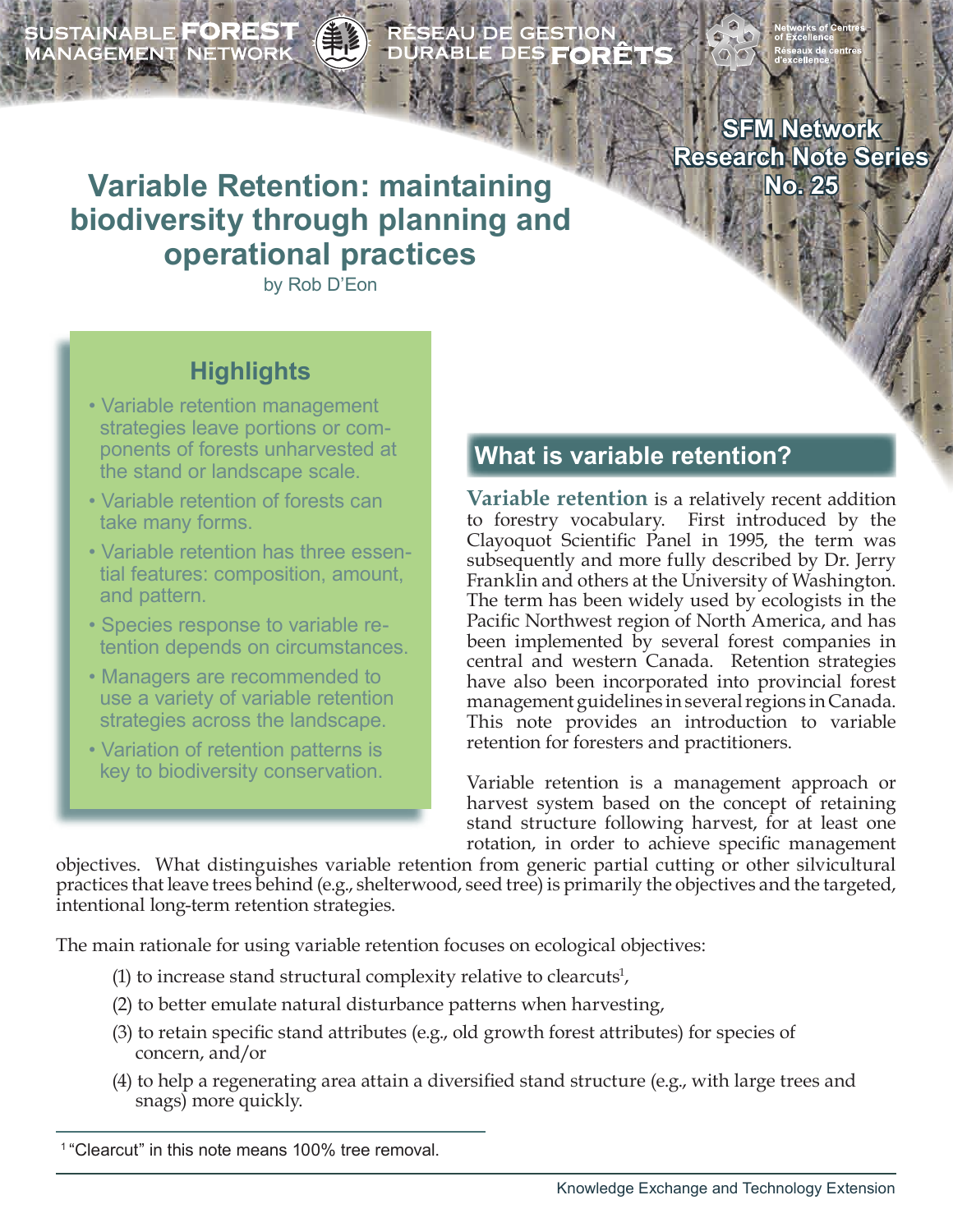SUSTAINABLE FOREST MANAGEMENT NETWORK

RÉSEAU DE GESTION DURABLE DES FORÊTS

Networks of Centres of Excellence / Réseaux de centres d'excellence

**SFM Network Research Note Series No. 25**

# Variable Retention: maintaining biodiversity through planning and operational practices

by Rob D'Eon

## Highlights

- Variable retention management strategies leave portions or components of forests unharvested at the stand or landscape scale.
- Variable retention of forests can take many forms.
- Variable retention has three essential features: composition, amount, and pattern.
- Species response to variable retention depends on circumstances.
- Managers are recommended to use a variety of variable retention strategies across the landscape.
- Variation of retention patterns is key to biodiversity conservation.

## What is variable retention?

**Variable retention** is a relatively recent addition to forestry vocabulary. First introduced by the Clayoquot Scientific Panel in 1995, the term was subsequently and more fully described by Dr. Jerry Franklin and others at the University of Washington. The term has been widely used by ecologists in the Pacific Northwest region of North America, and has been implemented by several forest companies in central and western Canada. Retention strategies have also been incorporated into provincial forest management guidelines in several regions in Canada. This note provides an introduction to variable retention for foresters and practitioners.

Variable retention is a management approach or harvest system based on the concept of retaining stand structure following harvest, for at least one rotation, in order to achieve specific management objectives. What distinguishes variable retention from generic partial cutting or other silvicultural practices that leave trees behind (e.g., shelterwood, seed tree) is primarily the objectives and the targeted, intentional long-term retention strategies.

The main rationale for using variable retention focuses on ecological objectives:

(1) to increase stand structural complexity relative to clearcuts[1],

(2) to better emulate natural disturbance patterns when harvesting,

(3) to retain specific stand attributes (e.g., old growth forest attributes) for species of concern, and/or

(4) to help a regenerating area attain a diversified stand structure (e.g., with large trees and snags) more quickly.

[1] "Clearcut" in this note means 100% tree removal.

Knowledge Exchange and Technology Extension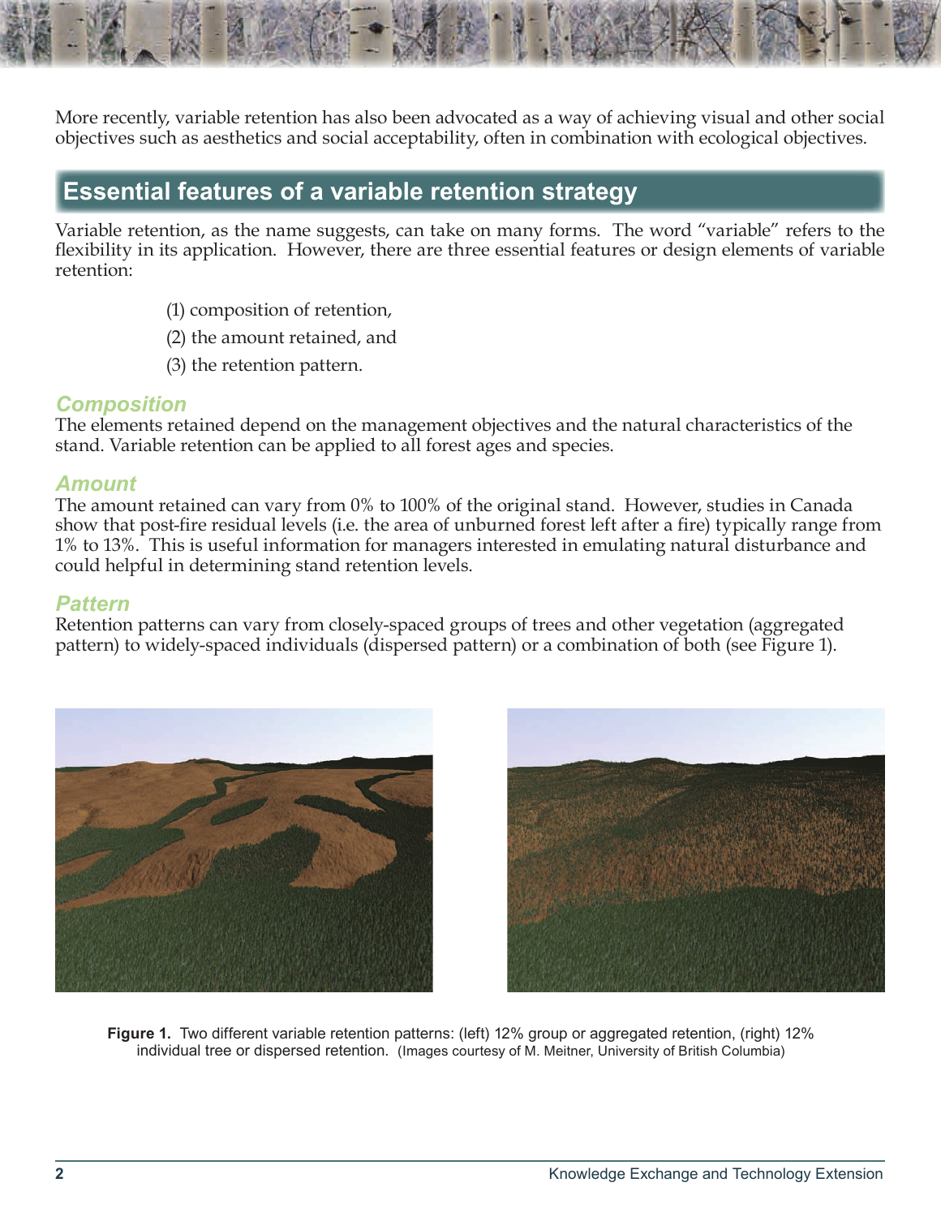More recently, variable retention has also been advocated as a way of achieving visual and other social objectives such as aesthetics and social acceptability, often in combination with ecological objectives.

## Essential features of a variable retention strategy

Variable retention, as the name suggests, can take on many forms. The word "variable" refers to the flexibility in its application. However, there are three essential features or design elements of variable retention:

(1) composition of retention,

(2) the amount retained, and

(3) the retention pattern.

### *Composition*

The elements retained depend on the management objectives and the natural characteristics of the stand. Variable retention can be applied to all forest ages and species.

### *Amount*

The amount retained can vary from 0% to 100% of the original stand. However, studies in Canada show that post-fire residual levels (i.e. the area of unburned forest left after a fire) typically range from 1% to 13%. This is useful information for managers interested in emulating natural disturbance and could helpful in determining stand retention levels.

### *Pattern*

Retention patterns can vary from closely-spaced groups of trees and other vegetation (aggregated pattern) to widely-spaced individuals (dispersed pattern) or a combination of both (see Figure 1).

**Figure 1.** Two different variable retention patterns: (left) 12% group or aggregated retention, (right) 12% individual tree or dispersed retention. (Images courtesy of M. Meitner, University of British Columbia)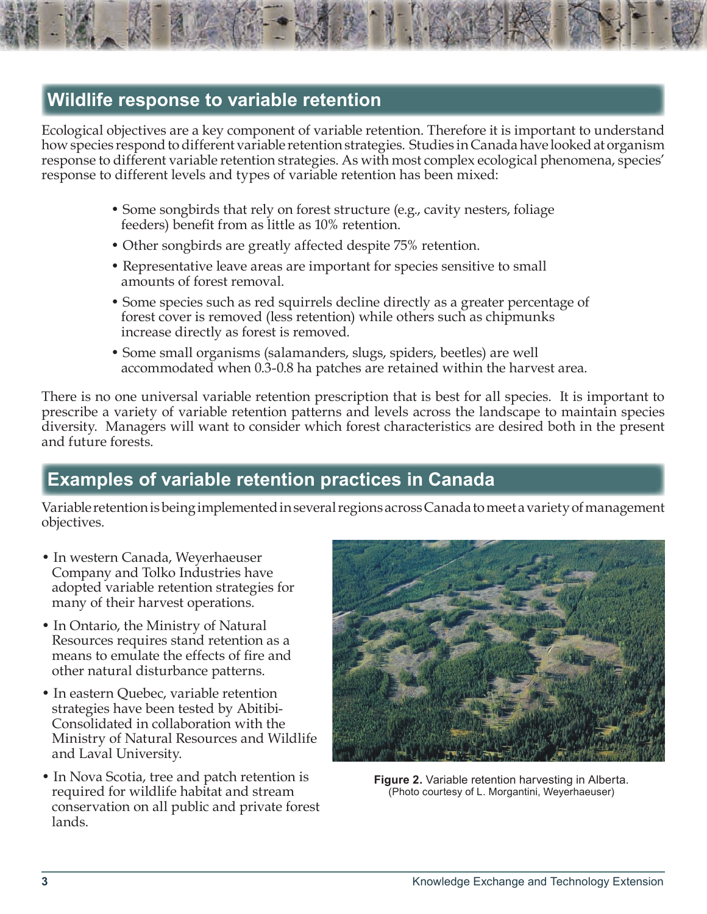## Wildlife response to variable retention

Ecological objectives are a key component of variable retention. Therefore it is important to understand how species respond to different variable retention strategies. Studies in Canada have looked at organism response to different variable retention strategies. As with most complex ecological phenomena, species' response to different levels and types of variable retention has been mixed:

- Some songbirds that rely on forest structure (e.g., cavity nesters, foliage feeders) benefit from as little as 10% retention.
- Other songbirds are greatly affected despite 75% retention.
- Representative leave areas are important for species sensitive to small amounts of forest removal.
- Some species such as red squirrels decline directly as a greater percentage of forest cover is removed (less retention) while others such as chipmunks increase directly as forest is removed.
- Some small organisms (salamanders, slugs, spiders, beetles) are well accommodated when 0.3-0.8 ha patches are retained within the harvest area.

There is no one universal variable retention prescription that is best for all species. It is important to prescribe a variety of variable retention patterns and levels across the landscape to maintain species diversity. Managers will want to consider which forest characteristics are desired both in the present and future forests.

## Examples of variable retention practices in Canada

Variable retention is being implemented in several regions across Canada to meet a variety of management objectives.

- In western Canada, Weyerhaeuser Company and Tolko Industries have adopted variable retention strategies for many of their harvest operations.
- In Ontario, the Ministry of Natural Resources requires stand retention as a means to emulate the effects of fire and other natural disturbance patterns.
- In eastern Quebec, variable retention strategies have been tested by Abitibi-Consolidated in collaboration with the Ministry of Natural Resources and Wildlife and Laval University.
- In Nova Scotia, tree and patch retention is required for wildlife habitat and stream conservation on all public and private forest lands.

**Figure 2.** Variable retention harvesting in Alberta. (Photo courtesy of L. Morgantini, Weyerhaeuser)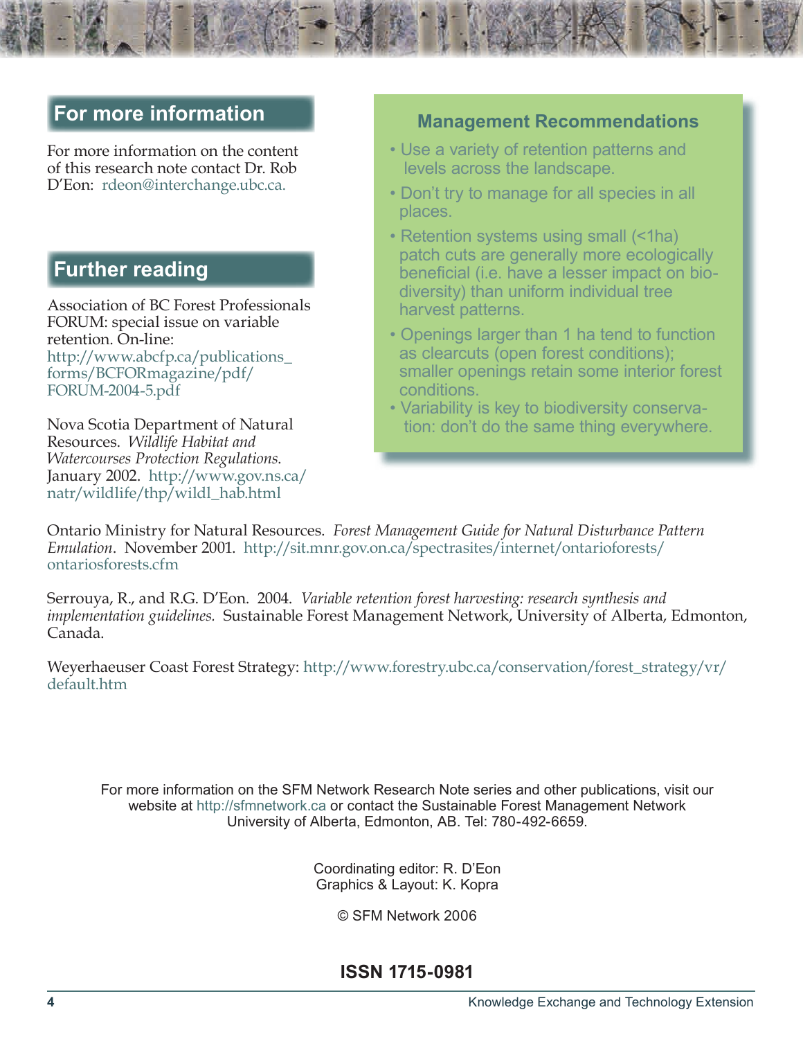## For more information

For more information on the content of this research note contact Dr. Rob D'Eon: rdeon@interchange.ubc.ca.

## Further reading

Association of BC Forest Professionals FORUM: special issue on variable retention. On-line: http://www.abcfp.ca/publications_forms/BCFORmagazine/pdf/FORUM-2004-5.pdf

Nova Scotia Department of Natural Resources. *Wildlife Habitat and Watercourses Protection Regulations.* January 2002. http://www.gov.ns.ca/natr/wildlife/thp/wildl_hab.html

Ontario Ministry for Natural Resources. *Forest Management Guide for Natural Disturbance Pattern Emulation*. November 2001. http://sit.mnr.gov.on.ca/spectrasites/internet/ontarioforests/ontariosforests.cfm

Serrouya, R., and R.G. D'Eon. 2004. *Variable retention forest harvesting: research synthesis and implementation guidelines.* Sustainable Forest Management Network, University of Alberta, Edmonton, Canada.

Weyerhaeuser Coast Forest Strategy: http://www.forestry.ubc.ca/conservation/forest_strategy/vr/default.htm

### Management Recommendations

- Use a variety of retention patterns and levels across the landscape.
- Don't try to manage for all species in all places.
- Retention systems using small (<1ha) patch cuts are generally more ecologically beneficial (i.e. have a lesser impact on biodiversity) than uniform individual tree harvest patterns.
- Openings larger than 1 ha tend to function as clearcuts (open forest conditions); smaller openings retain some interior forest conditions.
- Variability is key to biodiversity conservation: don't do the same thing everywhere.

For more information on the SFM Network Research Note series and other publications, visit our website at http://sfmnetwork.ca or contact the Sustainable Forest Management Network University of Alberta, Edmonton, AB. Tel: 780-492-6659.

Coordinating editor: R. D'Eon
Graphics & Layout: K. Kopra

© SFM Network 2006

**ISSN 1715-0981**